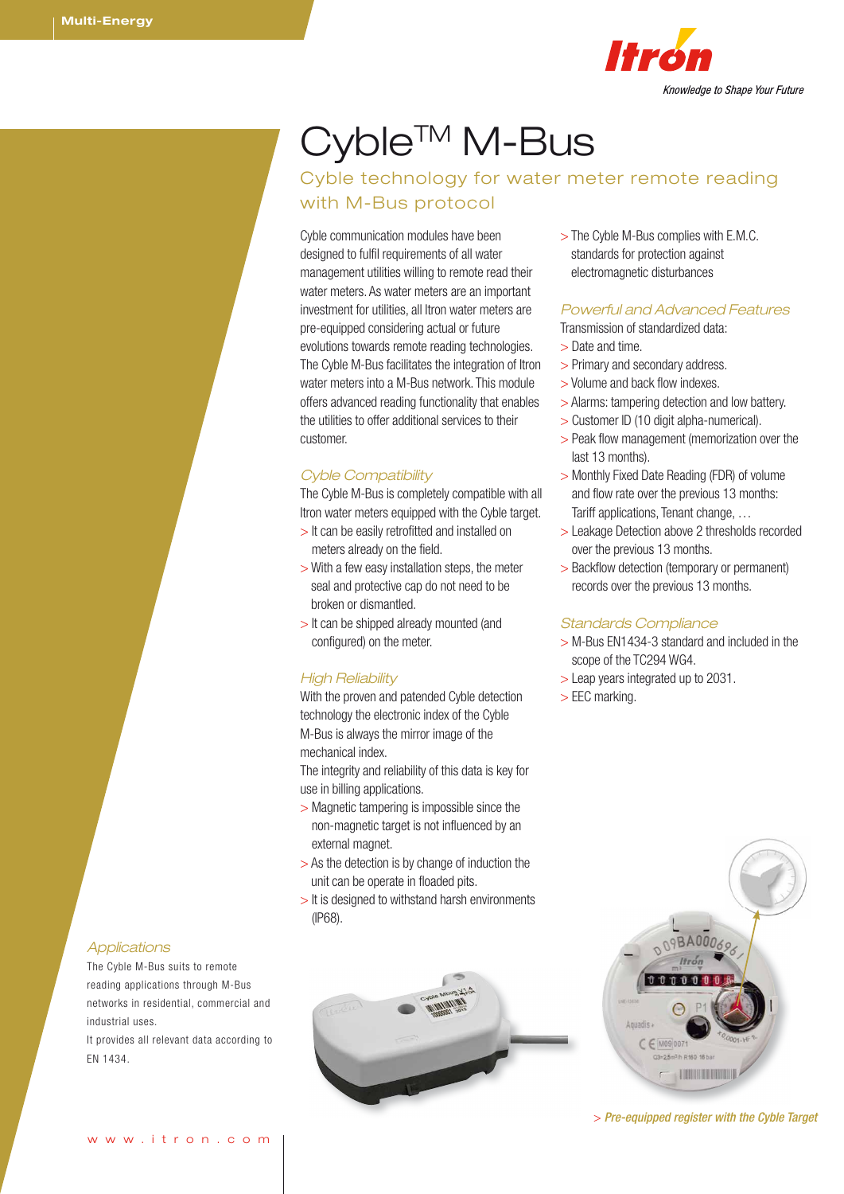Multi-Energy

Itron

Knowledge to Shape Your Future

# Cyble™ M-Bus

## Cyble technology for water meter remote reading with M-Bus protocol

Cyble communication modules have been designed to fulfil requirements of all water management utilities willing to remote read their water meters. As water meters are an important investment for utilities, all Itron water meters are pre-equipped considering actual or future evolutions towards remote reading technologies. The Cyble M-Bus facilitates the integration of Itron water meters into a M-Bus network. This module offers advanced reading functionality that enables the utilities to offer additional services to their customer.

### *Cyble Compatibility*

The Cyble M-Bus is completely compatible with all Itron water meters equipped with the Cyble target.

> It can be easily retrofitted and installed on meters already on the field.
> With a few easy installation steps, the meter seal and protective cap do not need to be broken or dismantled.
> It can be shipped already mounted (and configured) on the meter.

### *High Reliability*

With the proven and patended Cyble detection technology the electronic index of the Cyble M-Bus is always the mirror image of the mechanical index.

The integrity and reliability of this data is key for use in billing applications.

> Magnetic tampering is impossible since the non-magnetic target is not influenced by an external magnet.
> As the detection is by change of induction the unit can be operate in floaded pits.
> It is designed to withstand harsh environments (IP68).
> The Cyble M-Bus complies with E.M.C. standards for protection against electromagnetic disturbances

### *Powerful and Advanced Features*

Transmission of standardized data:

> Date and time.
> Primary and secondary address.
> Volume and back flow indexes.
> Alarms: tampering detection and low battery.
> Customer ID (10 digit alpha-numerical).
> Peak flow management (memorization over the last 13 months).
> Monthly Fixed Date Reading (FDR) of volume and flow rate over the previous 13 months: Tariff applications, Tenant change, …
> Leakage Detection above 2 thresholds recorded over the previous 13 months.
> Backflow detection (temporary or permanent) records over the previous 13 months.

### *Standards Compliance*

> M-Bus EN1434-3 standard and included in the scope of the TC294 WG4.
> Leap years integrated up to 2031.
> EEC marking.

### *Applications*

The Cyble M-Bus suits to remote reading applications through M-Bus networks in residential, commercial and industrial uses.

It provides all relevant data according to EN 1434.

> *Pre-equipped register with the Cyble Target*

www.itron.com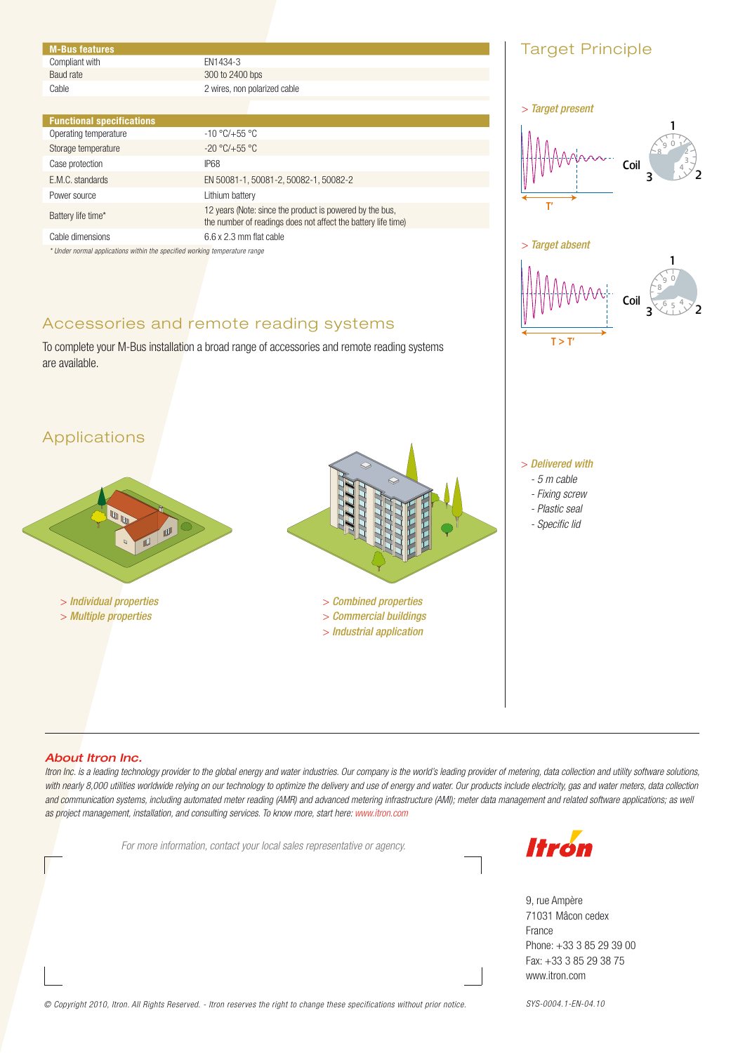| M-Bus features | |
|---|---|
| Compliant with | EN1434-3 |
| Baud rate | 300 to 2400 bps |
| Cable | 2 wires, non polarized cable |

| Functional specifications | |
|---|---|
| Operating temperature | -10 °C/+55 °C |
| Storage temperature | -20 °C/+55 °C |
| Case protection | IP68 |
| E.M.C. standards | EN 50081-1, 50081-2, 50082-1, 50082-2 |
| Power source | Lithium battery |
| Battery life time* | 12 years (Note: since the product is powered by the bus, the number of readings does not affect the battery life time) |
| Cable dimensions | 6.6 x 2.3 mm flat cable |

*\* Under normal applications within the specified working temperature range*

## Accessories and remote reading systems

To complete your M-Bus installation a broad range of accessories and remote reading systems are available.

## Applications

> *Individual properties*
> *Multiple properties*

> *Combined properties*
> *Commercial buildings*
> *Industrial application*

## Target Principle

> *Target present*

T'

Coil

1

2

3

> *Target absent*

T > T'

Coil

1

2

3

> *Delivered with*

- *5 m cable*
- *Fixing screw*
- *Plastic seal*
- *Specific lid*

### *About Itron Inc.*

*Itron Inc. is a leading technology provider to the global energy and water industries. Our company is the world's leading provider of metering, data collection and utility software solutions, with nearly 8,000 utilities worldwide relying on our technology to optimize the delivery and use of energy and water. Our products include electricity, gas and water meters, data collection and communication systems, including automated meter reading (AMR) and advanced metering infrastructure (AMI); meter data management and related software applications; as well as project management, installation, and consulting services. To know more, start here: www.itron.com*

*For more information, contact your local sales representative or agency.*

Itron

9, rue Ampère
71031 Mâcon cedex
France
Phone: +33 3 85 29 39 00
Fax: +33 3 85 29 38 75
www.itron.com

*© Copyright 2010, Itron. All Rights Reserved. - Itron reserves the right to change these specifications without prior notice.*

*SYS-0004.1-EN-04.10*